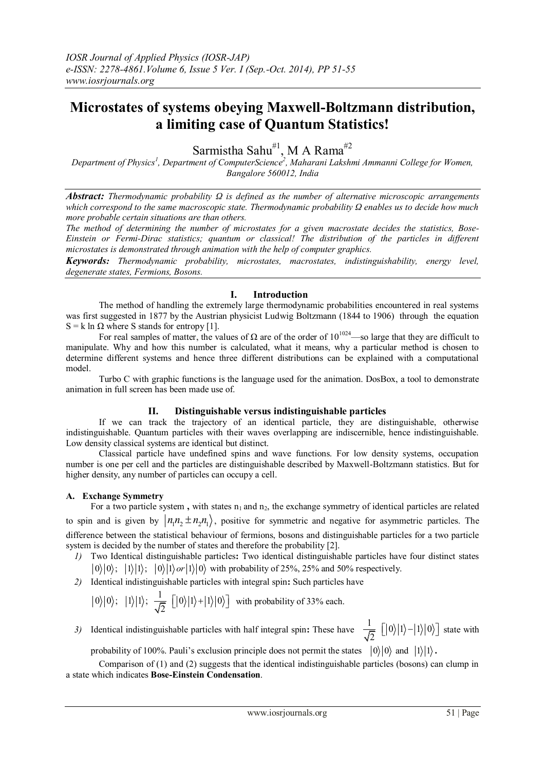# Microstates of systems obeying Maxwell-Boltzmann distribution, a limiting case of Quantum Statistics!

Sarmistha Sahu[#1], M A Rama[#2]

*Department of Physics[1], Department of ComputerScience[2], Maharani Lakshmi Ammanni College for Women, Bangalore 560012, India*

***Abstract:*** *Thermodynamic probability Ω is defined as the number of alternative microscopic arrangements which correspond to the same macroscopic state. Thermodynamic probability Ω enables us to decide how much more probable certain situations are than others.*

*The method of determining the number of microstates for a given macrostate decides the statistics, Bose-Einstein or Fermi-Dirac statistics; quantum or classical! The distribution of the particles in different microstates is demonstrated through animation with the help of computer graphics.*

***Keywords:*** *Thermodynamic probability, microstates, macrostates, indistinguishability, energy level, degenerate states, Fermions, Bosons.*

## I. Introduction

The method of handling the extremely large thermodynamic probabilities encountered in real systems was first suggested in 1877 by the Austrian physicist Ludwig Boltzmann (1844 to 1906) through the equation $S = k \ln \Omega$ where S stands for entropy [1].

For real samples of matter, the values of Ω are of the order of $10^{1024}$—so large that they are difficult to manipulate. Why and how this number is calculated, what it means, why a particular method is chosen to determine different systems and hence three different distributions can be explained with a computational model.

Turbo C with graphic functions is the language used for the animation. DosBox, a tool to demonstrate animation in full screen has been made use of.

## II. Distinguishable versus indistinguishable particles

If we can track the trajectory of an identical particle, they are distinguishable, otherwise indistinguishable. Quantum particles with their waves overlapping are indiscernible, hence indistinguishable. Low density classical systems are identical but distinct.

Classical particle have undefined spins and wave functions. For low density systems, occupation number is one per cell and the particles are distinguishable described by Maxwell-Boltzmann statistics. But for higher density, any number of particles can occupy a cell.

### A. Exchange Symmetry

For a two particle system , with states $n_1$ and $n_2$, the exchange symmetry of identical particles are related to spin and is given by $|n_1n_2 \pm n_2n_1\rangle$, positive for symmetric and negative for asymmetric particles. The difference between the statistical behaviour of fermions, bosons and distinguishable particles for a two particle system is decided by the number of states and therefore the probability [2].

1) Two Identical distinguishable particles**:** Two identical distinguishable particles have four distinct states $|0\rangle|0\rangle$; $|1\rangle|1\rangle$; $|0\rangle|1\rangle$ *or* $|1\rangle|0\rangle$ with probability of 25%, 25% and 50% respectively.
2) Identical indistinguishable particles with integral spin**:** Such particles have $|0\rangle|0\rangle$; $|1\rangle|1\rangle$; $\frac{1}{\sqrt{2}}\left[|0\rangle|1\rangle+|1\rangle|0\rangle\right]$ with probability of 33% each.
3) Identical indistinguishable particles with half integral spin**:** These have $\frac{1}{\sqrt{2}}\left[|0\rangle|1\rangle-|1\rangle|0\rangle\right]$ state with probability of 100%. Pauli's exclusion principle does not permit the states $|0\rangle|0\rangle$ and $|1\rangle|1\rangle$.

Comparison of (1) and (2) suggests that the identical indistinguishable particles (bosons) can clump in a state which indicates **Bose-Einstein Condensation**.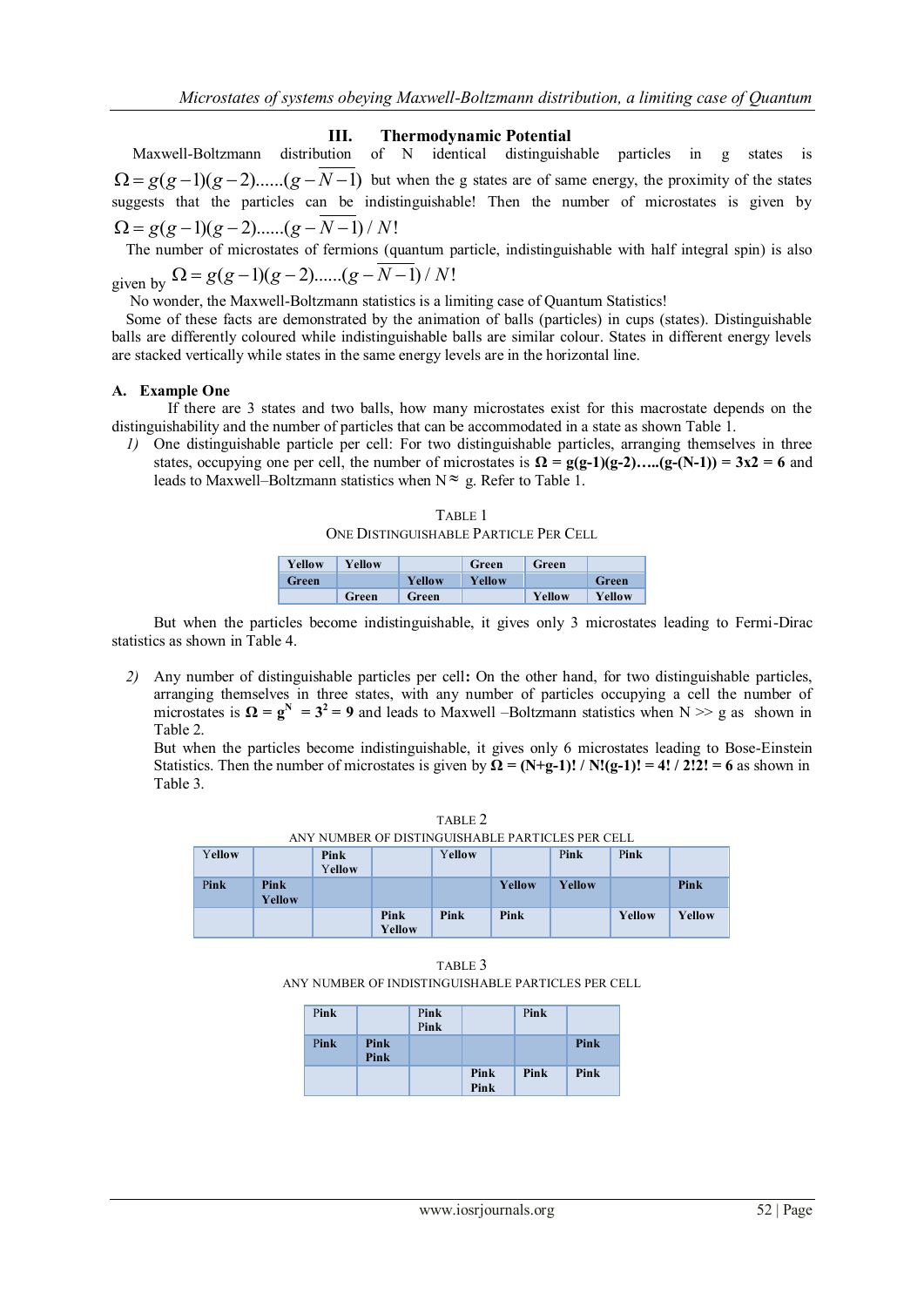## III. Thermodynamic Potential

Maxwell-Boltzmann distribution of N identical distinguishable particles in g states is $\Omega = g(g-1)(g-2)......(g-\overline{N-1})$ but when the g states are of same energy, the proximity of the states suggests that the particles can be indistinguishable! Then the number of microstates is given by $\Omega = g(g-1)(g-2)......(g-\overline{N-1})/N!$

The number of microstates of fermions (quantum particle, indistinguishable with half integral spin) is also given by $\Omega = g(g-1)(g-2)......(g-\overline{N-1})/N!$

No wonder, the Maxwell-Boltzmann statistics is a limiting case of Quantum Statistics!

Some of these facts are demonstrated by the animation of balls (particles) in cups (states). Distinguishable balls are differently coloured while indistinguishable balls are similar colour. States in different energy levels are stacked vertically while states in the same energy levels are in the horizontal line.

### A. Example One

If there are 3 states and two balls, how many microstates exist for this macrostate depends on the distinguishability and the number of particles that can be accommodated in a state as shown Table 1.

1) One distinguishable particle per cell: For two distinguishable particles, arranging themselves in three states, occupying one per cell, the number of microstates is **$\Omega$ = g(g-1)(g-2)…..(g-(N-1)) = 3x2 = 6** and leads to Maxwell–Boltzmann statistics when N ≈ g. Refer to Table 1.

TABLE 1
ONE DISTINGUISHABLE PARTICLE PER CELL

| Yellow | Yellow | | Green | Green | |
|---|---|---|---|---|---|
| Green | | Yellow | Yellow | | Green |
| | Green | Green | | Yellow | Yellow |

But when the particles become indistinguishable, it gives only 3 microstates leading to Fermi-Dirac statistics as shown in Table 4.

2) Any number of distinguishable particles per cell**:** On the other hand, for two distinguishable particles, arranging themselves in three states, with any number of particles occupying a cell the number of microstates is **$\Omega = g^N = 3^2 = 9$** and leads to Maxwell –Boltzmann statistics when N >> g as shown in Table 2.

   But when the particles become indistinguishable, it gives only 6 microstates leading to Bose-Einstein Statistics. Then the number of microstates is given by **$\Omega$ = (N+g-1)! / N!(g-1)! = 4! / 2!2! = 6** as shown in Table 3.

TABLE 2
ANY NUMBER OF DISTINGUISHABLE PARTICLES PER CELL

| Yellow | | Pink Yellow | | Yellow | | Pink | Pink | |
|---|---|---|---|---|---|---|---|---|
| Pink | Pink Yellow | | | | Yellow | Yellow | | Pink |
| | | | Pink Yellow | Pink | Pink | | Yellow | Yellow |

TABLE 3
ANY NUMBER OF INDISTINGUISHABLE PARTICLES PER CELL

| Pink | | Pink Pink | | Pink | |
|---|---|---|---|---|---|
| Pink | Pink Pink | | | | Pink |
| | | | Pink Pink | Pink | Pink |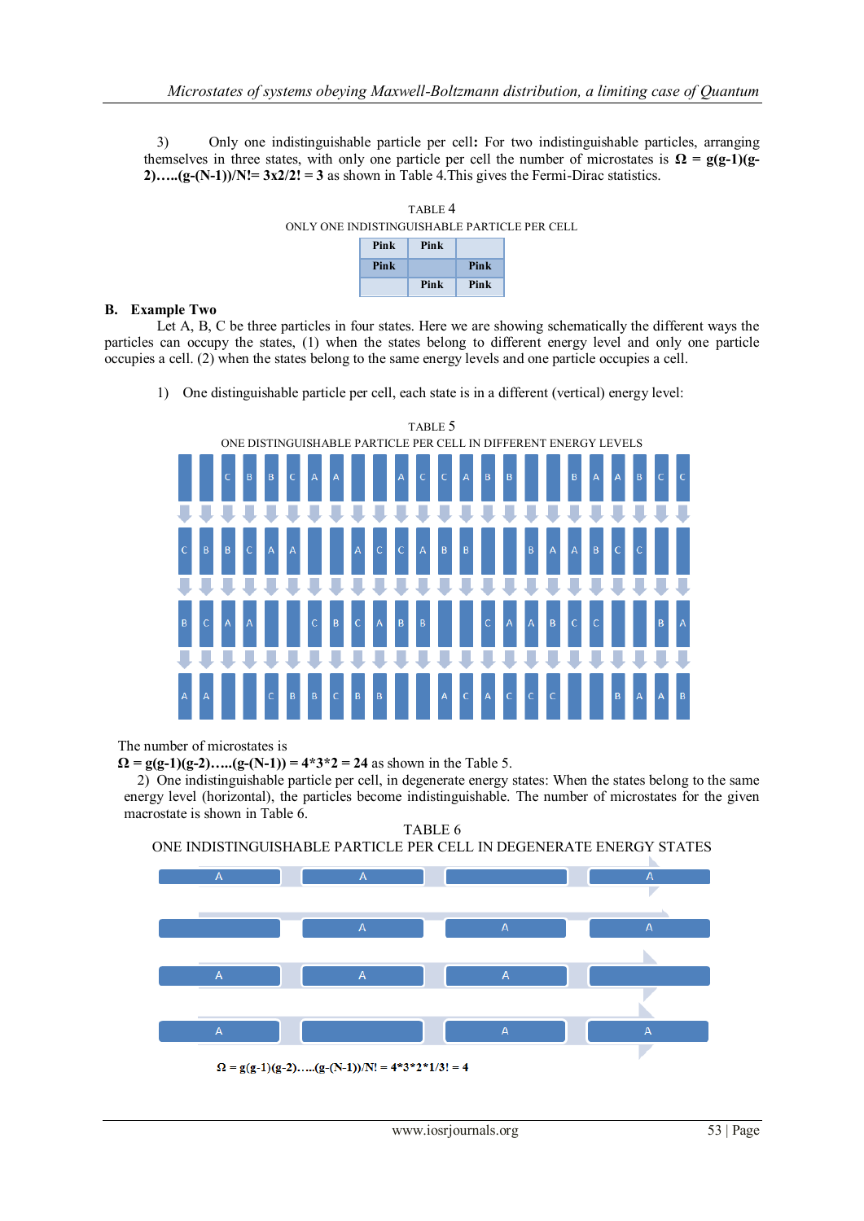3) Only one indistinguishable particle per cell**:** For two indistinguishable particles, arranging themselves in three states, with only one particle per cell the number of microstates is **$\Omega$ = g(g-1)(g-2)…..(g-(N-1))/N!= 3x2/2! = 3** as shown in Table 4.This gives the Fermi-Dirac statistics.

TABLE 4

ONLY ONE INDISTINGUISHABLE PARTICLE PER CELL

| | | |
|---|---|---|
| Pink | Pink | |
| Pink | | Pink |
| | Pink | Pink |

## B. Example Two

Let A, B, C be three particles in four states. Here we are showing schematically the different ways the particles can occupy the states, (1) when the states belong to different energy level and only one particle occupies a cell. (2) when the states belong to the same energy levels and one particle occupies a cell.

1) One distinguishable particle per cell, each state is in a different (vertical) energy level:

TABLE 5

ONE DISTINGUISHABLE PARTICLE PER CELL IN DIFFERENT ENERGY LEVELS

| | | | | | | | | | | | | | | | | | | | | | | | |
|---|---|---|---|---|---|---|---|---|---|---|---|---|---|---|---|---|---|---|---|---|---|---|---|
| | | C | B | B | C | A | A | | | A | C | C | A | B | B | | | B | A | A | B | C | C |
| C | B | B | C | A | A | | | A | C | C | A | B | B | | | B | A | A | B | C | C | | |
| B | C | A | A | | | C | B | C | A | B | B | | | C | A | A | B | C | C | | | B | A |
| A | A | | | C | B | B | C | B | B | | | A | C | A | C | C | C | | | B | A | A | B |

The number of microstates is

**$\Omega$ = g(g-1)(g-2)…..(g-(N-1)) = 4\*3\*2 = 24** as shown in the Table 5.

2) One indistinguishable particle per cell, in degenerate energy states: When the states belong to the same energy level (horizontal), the particles become indistinguishable. The number of microstates for the given macrostate is shown in Table 6.

TABLE 6

ONE INDISTINGUISHABLE PARTICLE PER CELL IN DEGENERATE ENERGY STATES

| | | | |
|---|---|---|---|
| A | A | | A |
| | A | A | A |
| A | A | A | |
| A | | A | A |

**$\Omega$ = g(g-1)(g-2)…..(g-(N-1))/N! = 4\*3\*2\*1/3! = 4**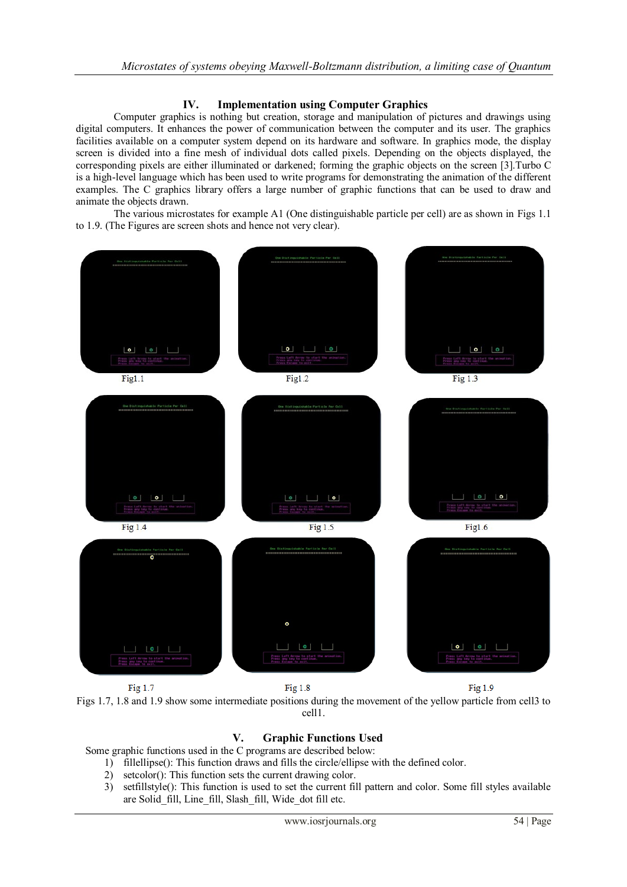## IV. Implementation using Computer Graphics

Computer graphics is nothing but creation, storage and manipulation of pictures and drawings using digital computers. It enhances the power of communication between the computer and its user. The graphics facilities available on a computer system depend on its hardware and software. In graphics mode, the display screen is divided into a fine mesh of individual dots called pixels. Depending on the objects displayed, the corresponding pixels are either illuminated or darkened; forming the graphic objects on the screen [3].Turbo C is a high-level language which has been used to write programs for demonstrating the animation of the different examples. The C graphics library offers a large number of graphic functions that can be used to draw and animate the objects drawn.

The various microstates for example A1 (One distinguishable particle per cell) are as shown in Figs 1.1 to 1.9. (The Figures are screen shots and hence not very clear).

Fig1.1

Fig1.2

Fig 1.3

Fig 1.4

Fig 1.5

Fig1.6

Fig 1.7

Fig 1.8

Fig 1.9

Figs 1.7, 1.8 and 1.9 show some intermediate positions during the movement of the yellow particle from cell3 to cell1.

## V. Graphic Functions Used

Some graphic functions used in the C programs are described below:

1) fillellipse(): This function draws and fills the circle/ellipse with the defined color.
2) setcolor(): This function sets the current drawing color.
3) setfillstyle(): This function is used to set the current fill pattern and color. Some fill styles available are Solid_fill, Line_fill, Slash_fill, Wide_dot fill etc.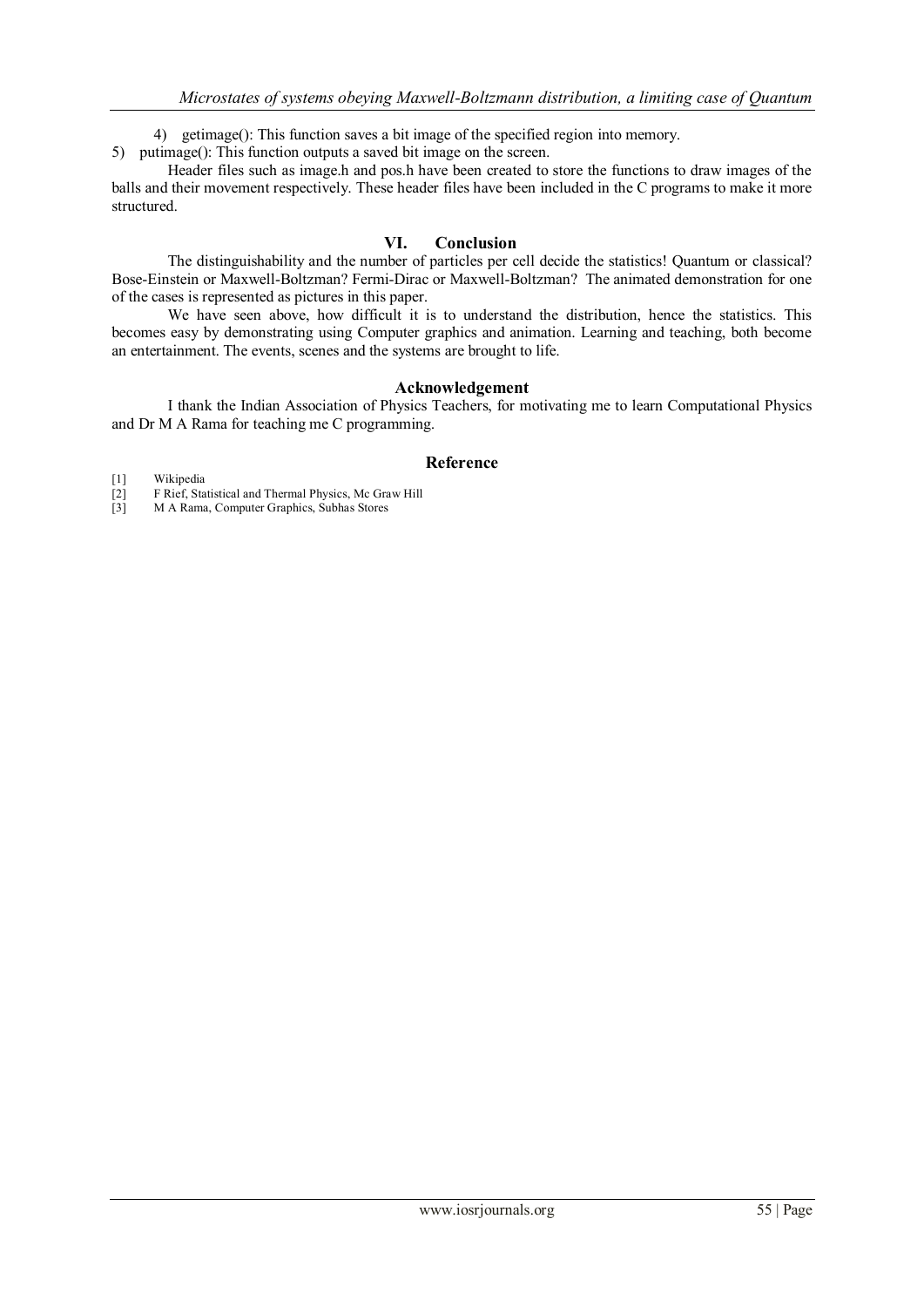4) getimage(): This function saves a bit image of the specified region into memory.
5) putimage(): This function outputs a saved bit image on the screen.

Header files such as image.h and pos.h have been created to store the functions to draw images of the balls and their movement respectively. These header files have been included in the C programs to make it more structured.

## VI. Conclusion

The distinguishability and the number of particles per cell decide the statistics! Quantum or classical? Bose-Einstein or Maxwell-Boltzman? Fermi-Dirac or Maxwell-Boltzman? The animated demonstration for one of the cases is represented as pictures in this paper.

We have seen above, how difficult it is to understand the distribution, hence the statistics. This becomes easy by demonstrating using Computer graphics and animation. Learning and teaching, both become an entertainment. The events, scenes and the systems are brought to life.

## Acknowledgement

I thank the Indian Association of Physics Teachers, for motivating me to learn Computational Physics and Dr M A Rama for teaching me C programming.

## Reference

[1] Wikipedia
[2] F Rief, Statistical and Thermal Physics, Mc Graw Hill
[3] M A Rama, Computer Graphics, Subhas Stores